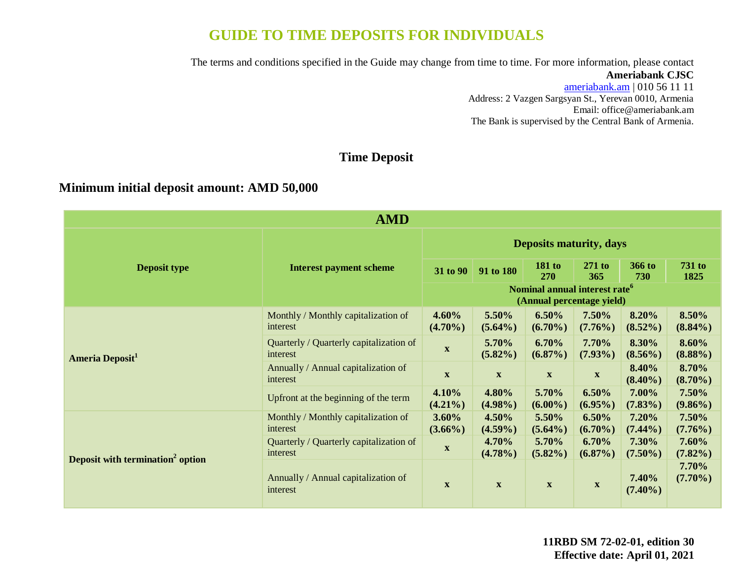# GUIDE TO TIME DEPOSITS FOR INDIVIDUALS

The terms and conditions specified in the Guide may change from time to time. For more information, please contact
**Ameriabank CJSC**
ameriabank.am | 010 56 11 11
Address: 2 Vazgen Sargsyan St., Yerevan 0010, Armenia
Email: office@ameriabank.am
The Bank is supervised by the Central Bank of Armenia.

## Time Deposit

### Minimum initial deposit amount: AMD 50,000

| AMD | | | | | | | |
|---|---|---|---|---|---|---|---|
| **Deposit type** | **Interest payment scheme** | **Deposits maturity, days** | | | | | |
| | | **31 to 90** | **91 to 180** | **181 to 270** | **271 to 365** | **366 to 730** | **731 to 1825** |
| | | **Nominal annual interest rate[6] (Annual percentage yield)** | | | | | |
| **Ameria Deposit[1]** | Monthly / Monthly capitalization of interest | **4.60% (4.70%)** | **5.50% (5.64%)** | **6.50% (6.70%)** | **7.50% (7.76%)** | **8.20% (8.52%)** | **8.50% (8.84%)** |
| | Quarterly / Quarterly capitalization of interest | **x** | **5.70% (5.82%)** | **6.70% (6.87%)** | **7.70% (7.93%)** | **8.30% (8.56%)** | **8.60% (8.88%)** |
| | Annually / Annual capitalization of interest | **x** | **x** | **x** | **x** | **8.40% (8.40%)** | **8.70% (8.70%)** |
| | Upfront at the beginning of the term | **4.10% (4.21%)** | **4.80% (4.98%)** | **5.70% (6.00%)** | **6.50% (6.95%)** | **7.00% (7.83%)** | **7.50% (9.86%)** |
| **Deposit with termination[2] option** | Monthly / Monthly capitalization of interest | **3.60% (3.66%)** | **4.50% (4.59%)** | **5.50% (5.64%)** | **6.50% (6.70%)** | **7.20% (7.44%)** | **7.50% (7.76%)** |
| | Quarterly / Quarterly capitalization of interest | **x** | **4.70% (4.78%)** | **5.70% (5.82%)** | **6.70% (6.87%)** | **7.30% (7.50%)** | **7.60% (7.82%)** |
| | Annually / Annual capitalization of interest | **x** | **x** | **x** | **x** | **7.40% (7.40%)** | **7.70% (7.70%)** |

**11RBD SM 72-02-01, edition 30**
**Effective date: April 01, 2021**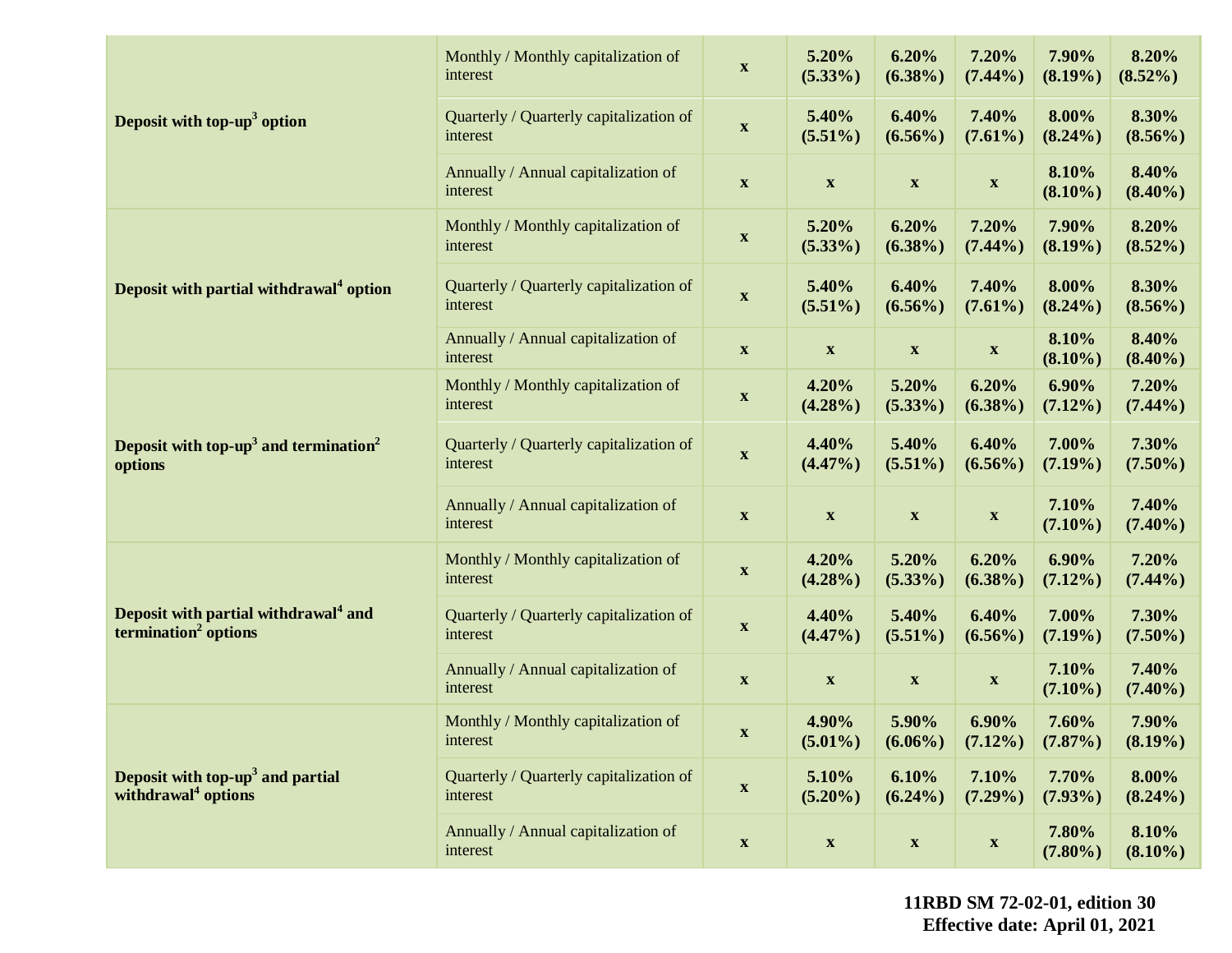| | | | | | | | |
|---|---|---|---|---|---|---|---|
| **Deposit with top-up[3] option** | Monthly / Monthly capitalization of interest | **x** | **5.20% (5.33%)** | **6.20% (6.38%)** | **7.20% (7.44%)** | **7.90% (8.19%)** | **8.20% (8.52%)** |
| | Quarterly / Quarterly capitalization of interest | **x** | **5.40% (5.51%)** | **6.40% (6.56%)** | **7.40% (7.61%)** | **8.00% (8.24%)** | **8.30% (8.56%)** |
| | Annually / Annual capitalization of interest | **x** | **x** | **x** | **x** | **8.10% (8.10%)** | **8.40% (8.40%)** |
| **Deposit with partial withdrawal[4] option** | Monthly / Monthly capitalization of interest | **x** | **5.20% (5.33%)** | **6.20% (6.38%)** | **7.20% (7.44%)** | **7.90% (8.19%)** | **8.20% (8.52%)** |
| | Quarterly / Quarterly capitalization of interest | **x** | **5.40% (5.51%)** | **6.40% (6.56%)** | **7.40% (7.61%)** | **8.00% (8.24%)** | **8.30% (8.56%)** |
| | Annually / Annual capitalization of interest | **x** | **x** | **x** | **x** | **8.10% (8.10%)** | **8.40% (8.40%)** |
| **Deposit with top-up[3] and termination[2] options** | Monthly / Monthly capitalization of interest | **x** | **4.20% (4.28%)** | **5.20% (5.33%)** | **6.20% (6.38%)** | **6.90% (7.12%)** | **7.20% (7.44%)** |
| | Quarterly / Quarterly capitalization of interest | **x** | **4.40% (4.47%)** | **5.40% (5.51%)** | **6.40% (6.56%)** | **7.00% (7.19%)** | **7.30% (7.50%)** |
| | Annually / Annual capitalization of interest | **x** | **x** | **x** | **x** | **7.10% (7.10%)** | **7.40% (7.40%)** |
| **Deposit with partial withdrawal[4] and termination[2] options** | Monthly / Monthly capitalization of interest | **x** | **4.20% (4.28%)** | **5.20% (5.33%)** | **6.20% (6.38%)** | **6.90% (7.12%)** | **7.20% (7.44%)** |
| | Quarterly / Quarterly capitalization of interest | **x** | **4.40% (4.47%)** | **5.40% (5.51%)** | **6.40% (6.56%)** | **7.00% (7.19%)** | **7.30% (7.50%)** |
| | Annually / Annual capitalization of interest | **x** | **x** | **x** | **x** | **7.10% (7.10%)** | **7.40% (7.40%)** |
| **Deposit with top-up[3] and partial withdrawal[4] options** | Monthly / Monthly capitalization of interest | **x** | **4.90% (5.01%)** | **5.90% (6.06%)** | **6.90% (7.12%)** | **7.60% (7.87%)** | **7.90% (8.19%)** |
| | Quarterly / Quarterly capitalization of interest | **x** | **5.10% (5.20%)** | **6.10% (6.24%)** | **7.10% (7.29%)** | **7.70% (7.93%)** | **8.00% (8.24%)** |
| | Annually / Annual capitalization of interest | **x** | **x** | **x** | **x** | **7.80% (7.80%)** | **8.10% (8.10%)** |

**11RBD SM 72-02-01, edition 30**
**Effective date: April 01, 2021**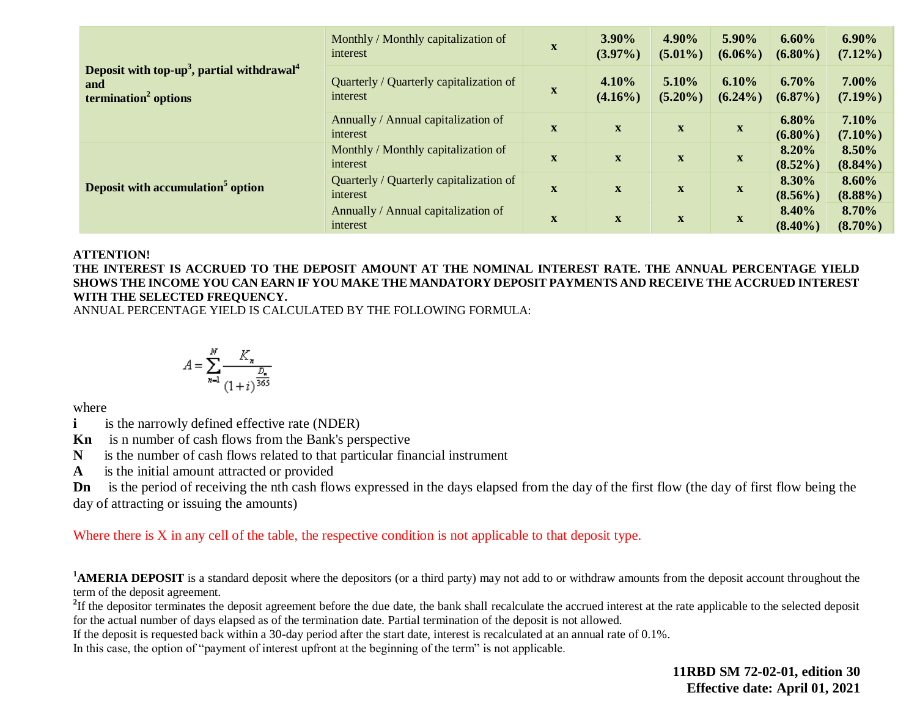| | | | | | | | |
|---|---|---|---|---|---|---|---|
| **Deposit with top-up[3], partial withdrawal[4] and termination[2] options** | Monthly / Monthly capitalization of interest | **x** | **3.90% (3.97%)** | **4.90% (5.01%)** | **5.90% (6.06%)** | **6.60% (6.80%)** | **6.90% (7.12%)** |
| | Quarterly / Quarterly capitalization of interest | **x** | **4.10% (4.16%)** | **5.10% (5.20%)** | **6.10% (6.24%)** | **6.70% (6.87%)** | **7.00% (7.19%)** |
| | Annually / Annual capitalization of interest | **x** | **x** | **x** | **x** | **6.80% (6.80%)** | **7.10% (7.10%)** |
| **Deposit with accumulation[5] option** | Monthly / Monthly capitalization of interest | **x** | **x** | **x** | **x** | **8.20% (8.52%)** | **8.50% (8.84%)** |
| | Quarterly / Quarterly capitalization of interest | **x** | **x** | **x** | **x** | **8.30% (8.56%)** | **8.60% (8.88%)** |
| | Annually / Annual capitalization of interest | **x** | **x** | **x** | **x** | **8.40% (8.40%)** | **8.70% (8.70%)** |

**ATTENTION!**

**THE INTEREST IS ACCRUED TO THE DEPOSIT AMOUNT AT THE NOMINAL INTEREST RATE. THE ANNUAL PERCENTAGE YIELD SHOWS THE INCOME YOU CAN EARN IF YOU MAKE THE MANDATORY DEPOSIT PAYMENTS AND RECEIVE THE ACCRUED INTEREST WITH THE SELECTED FREQUENCY.**

ANNUAL PERCENTAGE YIELD IS CALCULATED BY THE FOLLOWING FORMULA:

$$A = \sum_{n=1}^{N} \frac{K_n}{(1+i)^{\frac{D_n}{365}}}$$

where

**i** is the narrowly defined effective rate (NDER)

**Kn** is n number of cash flows from the Bank's perspective

**N** is the number of cash flows related to that particular financial instrument

**A** is the initial amount attracted or provided

**Dn** is the period of receiving the nth cash flows expressed in the days elapsed from the day of the first flow (the day of first flow being the day of attracting or issuing the amounts)

Where there is X in any cell of the table, the respective condition is not applicable to that deposit type.

[1]**AMERIA DEPOSIT** is a standard deposit where the depositors (or a third party) may not add to or withdraw amounts from the deposit account throughout the term of the deposit agreement.

[2]If the depositor terminates the deposit agreement before the due date, the bank shall recalculate the accrued interest at the rate applicable to the selected deposit for the actual number of days elapsed as of the termination date. Partial termination of the deposit is not allowed.

If the deposit is requested back within a 30-day period after the start date, interest is recalculated at an annual rate of 0.1%.

In this case, the option of "payment of interest upfront at the beginning of the term" is not applicable.

**11RBD SM 72-02-01, edition 30**
**Effective date: April 01, 2021**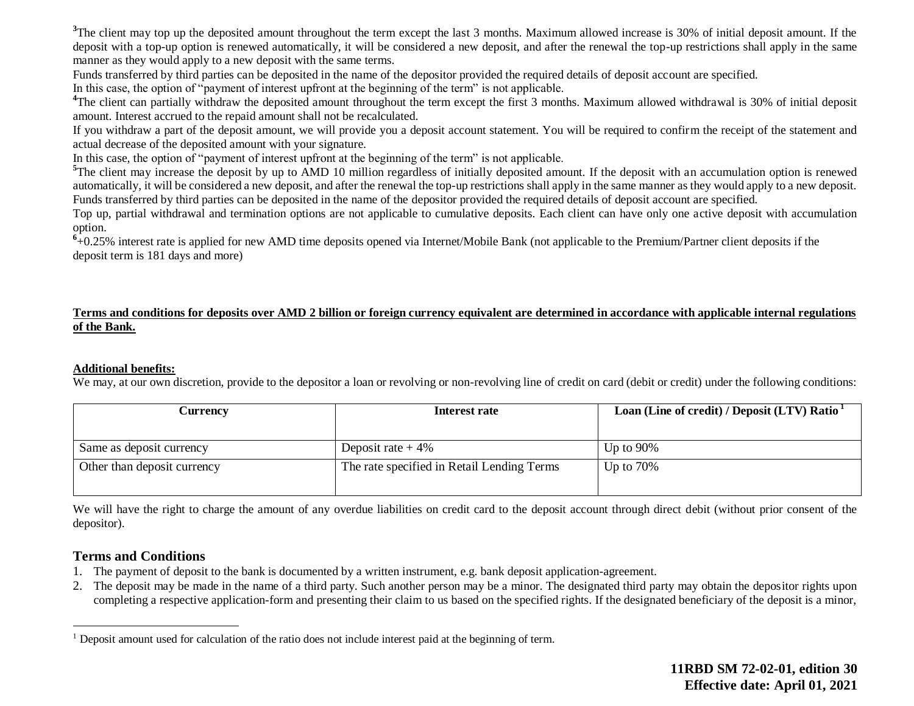[3]The client may top up the deposited amount throughout the term except the last 3 months. Maximum allowed increase is 30% of initial deposit amount. If the deposit with a top-up option is renewed automatically, it will be considered a new deposit, and after the renewal the top-up restrictions shall apply in the same manner as they would apply to a new deposit with the same terms.

Funds transferred by third parties can be deposited in the name of the depositor provided the required details of deposit account are specified.

In this case, the option of "payment of interest upfront at the beginning of the term" is not applicable.

[4]The client can partially withdraw the deposited amount throughout the term except the first 3 months. Maximum allowed withdrawal is 30% of initial deposit amount. Interest accrued to the repaid amount shall not be recalculated.

If you withdraw a part of the deposit amount, we will provide you a deposit account statement. You will be required to confirm the receipt of the statement and actual decrease of the deposited amount with your signature.

In this case, the option of "payment of interest upfront at the beginning of the term" is not applicable.

[5]The client may increase the deposit by up to AMD 10 million regardless of initially deposited amount. If the deposit with an accumulation option is renewed automatically, it will be considered a new deposit, and after the renewal the top-up restrictions shall apply in the same manner as they would apply to a new deposit.

Funds transferred by third parties can be deposited in the name of the depositor provided the required details of deposit account are specified.

Top up, partial withdrawal and termination options are not applicable to cumulative deposits. Each client can have only one active deposit with accumulation option.

[6]+0.25% interest rate is applied for new AMD time deposits opened via Internet/Mobile Bank (not applicable to the Premium/Partner client deposits if the deposit term is 181 days and more)

**Terms and conditions for deposits over AMD 2 billion or foreign currency equivalent are determined in accordance with applicable internal regulations of the Bank.**

**Additional benefits:**

We may, at our own discretion, provide to the depositor a loan or revolving or non-revolving line of credit on card (debit or credit) under the following conditions:

| Currency | Interest rate | Loan (Line of credit) / Deposit (LTV) Ratio [1] |
|---|---|---|
| Same as deposit currency | Deposit rate + 4% | Up to 90% |
| Other than deposit currency | The rate specified in Retail Lending Terms | Up to 70% |

We will have the right to charge the amount of any overdue liabilities on credit card to the deposit account through direct debit (without prior consent of the depositor).

## Terms and Conditions

1. The payment of deposit to the bank is documented by a written instrument, e.g. bank deposit application-agreement.
2. The deposit may be made in the name of a third party. Such another person may be a minor. The designated third party may obtain the depositor rights upon completing a respective application-form and presenting their claim to us based on the specified rights. If the designated beneficiary of the deposit is a minor,

[1] Deposit amount used for calculation of the ratio does not include interest paid at the beginning of term.

**11RBD SM 72-02-01, edition 30**
**Effective date: April 01, 2021**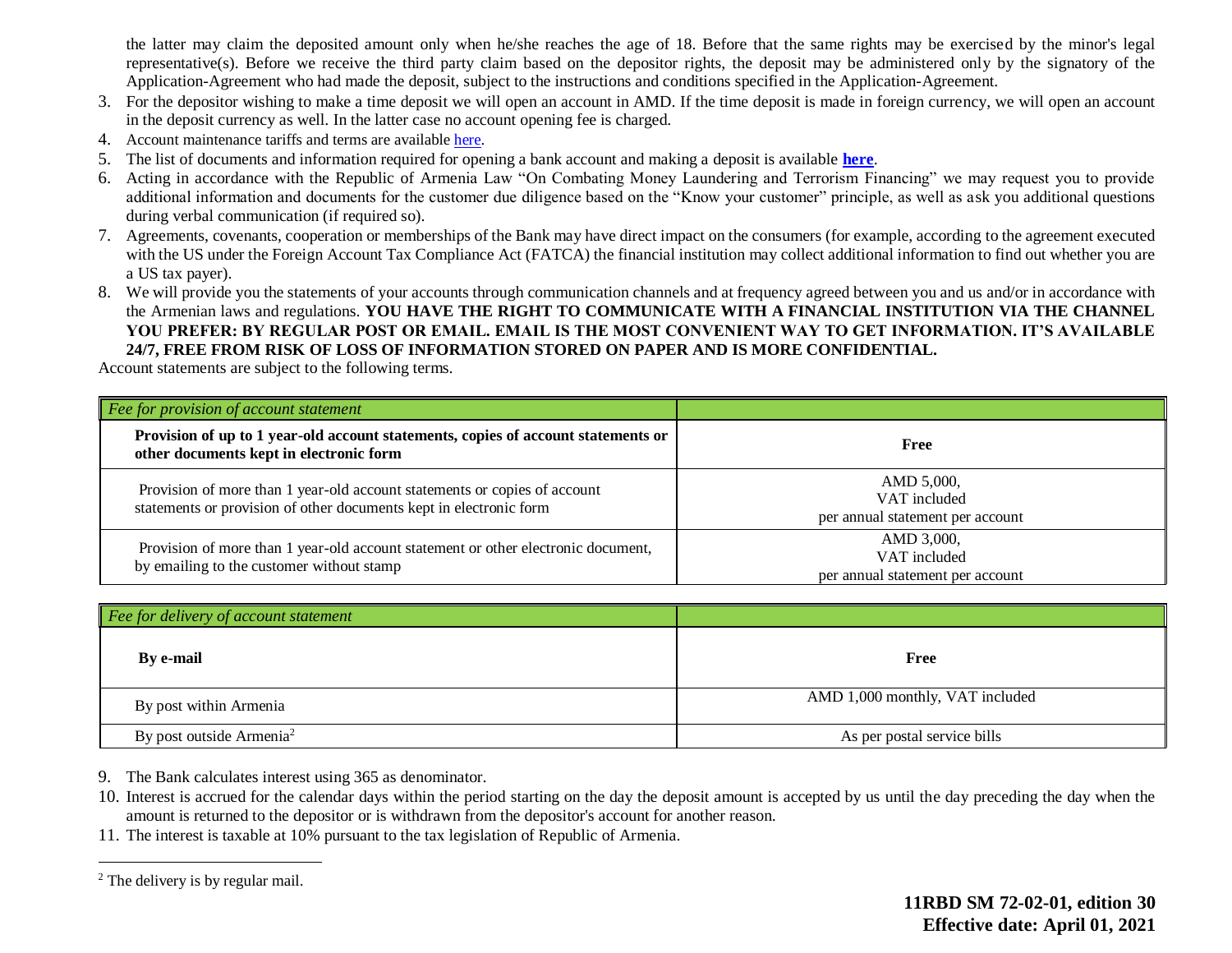the latter may claim the deposited amount only when he/she reaches the age of 18. Before that the same rights may be exercised by the minor's legal representative(s). Before we receive the third party claim based on the depositor rights, the deposit may be administered only by the signatory of the Application-Agreement who had made the deposit, subject to the instructions and conditions specified in the Application-Agreement.

3. For the depositor wishing to make a time deposit we will open an account in AMD. If the time deposit is made in foreign currency, we will open an account in the deposit currency as well. In the latter case no account opening fee is charged.
4. Account maintenance tariffs and terms are available here.
5. The list of documents and information required for opening a bank account and making a deposit is available **here**.
6. Acting in accordance with the Republic of Armenia Law "On Combating Money Laundering and Terrorism Financing" we may request you to provide additional information and documents for the customer due diligence based on the "Know your customer" principle, as well as ask you additional questions during verbal communication (if required so).
7. Agreements, covenants, cooperation or memberships of the Bank may have direct impact on the consumers (for example, according to the agreement executed with the US under the Foreign Account Tax Compliance Act (FATCA) the financial institution may collect additional information to find out whether you are a US tax payer).
8. We will provide you the statements of your accounts through communication channels and at frequency agreed between you and us and/or in accordance with the Armenian laws and regulations. **YOU HAVE THE RIGHT TO COMMUNICATE WITH A FINANCIAL INSTITUTION VIA THE CHANNEL YOU PREFER: BY REGULAR POST OR EMAIL. EMAIL IS THE MOST CONVENIENT WAY TO GET INFORMATION. IT'S AVAILABLE 24/7, FREE FROM RISK OF LOSS OF INFORMATION STORED ON PAPER AND IS MORE CONFIDENTIAL.**

Account statements are subject to the following terms.

| *Fee for provision of account statement* | |
|---|---|
| **Provision of up to 1 year-old account statements, copies of account statements or other documents kept in electronic form** | **Free** |
| Provision of more than 1 year-old account statements or copies of account statements or provision of other documents kept in electronic form | AMD 5,000, VAT included per annual statement per account |
| Provision of more than 1 year-old account statement or other electronic document, by emailing to the customer without stamp | AMD 3,000, VAT included per annual statement per account |

| *Fee for delivery of account statement* | |
|---|---|
| **By e-mail** | **Free** |
| By post within Armenia | AMD 1,000 monthly, VAT included |
| By post outside Armenia[2] | As per postal service bills |

9. The Bank calculates interest using 365 as denominator.
10. Interest is accrued for the calendar days within the period starting on the day the deposit amount is accepted by us until the day preceding the day when the amount is returned to the depositor or is withdrawn from the depositor's account for another reason.
11. The interest is taxable at 10% pursuant to the tax legislation of Republic of Armenia.

[2] The delivery is by regular mail.

**11RBD SM 72-02-01, edition 30**
**Effective date: April 01, 2021**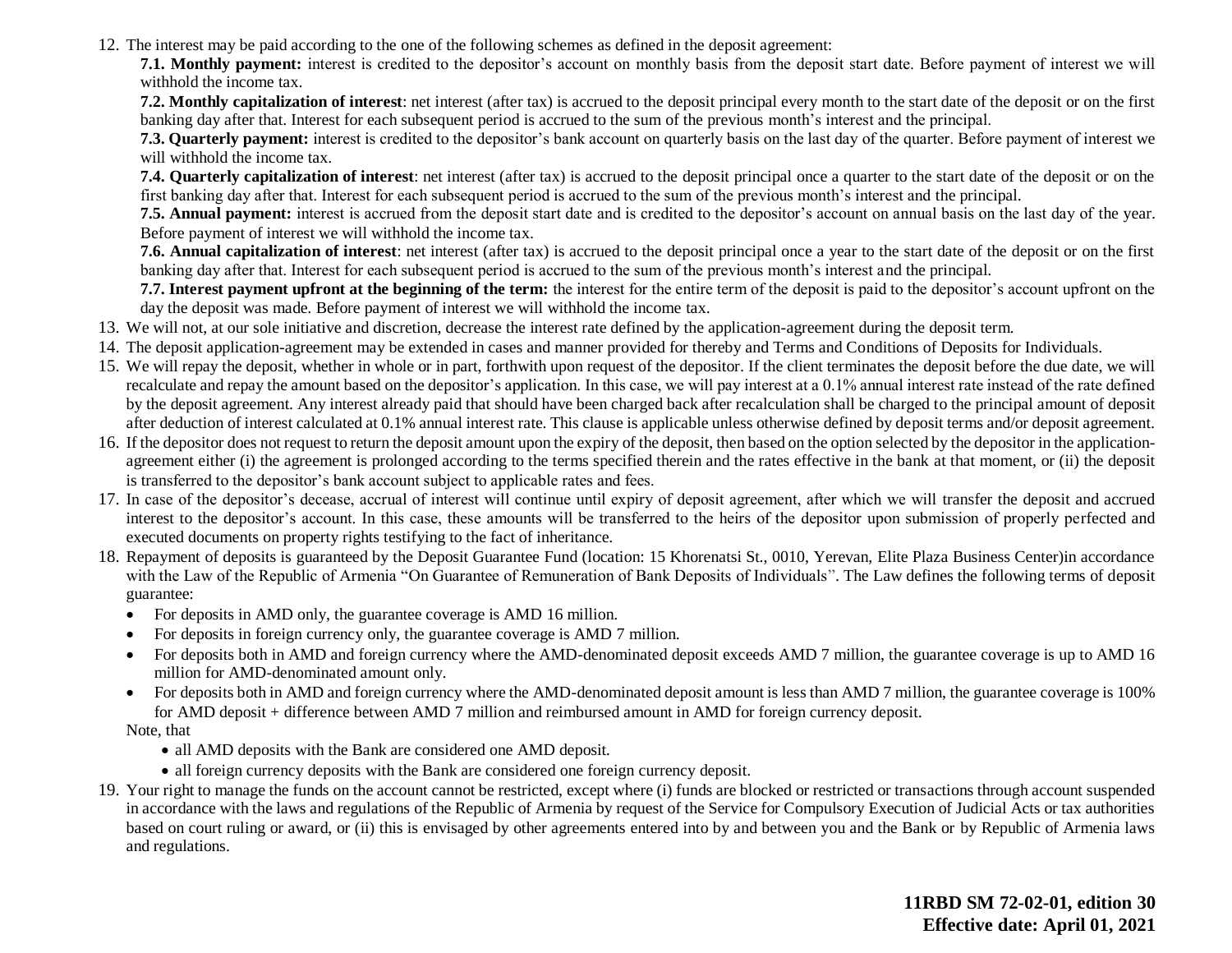12. The interest may be paid according to the one of the following schemes as defined in the deposit agreement:

    **7.1. Monthly payment:** interest is credited to the depositor's account on monthly basis from the deposit start date. Before payment of interest we will withhold the income tax.

    **7.2. Monthly capitalization of interest**: net interest (after tax) is accrued to the deposit principal every month to the start date of the deposit or on the first banking day after that. Interest for each subsequent period is accrued to the sum of the previous month's interest and the principal.

    **7.3. Quarterly payment:** interest is credited to the depositor's bank account on quarterly basis on the last day of the quarter. Before payment of interest we will withhold the income tax.

    **7.4. Quarterly capitalization of interest**: net interest (after tax) is accrued to the deposit principal once a quarter to the start date of the deposit or on the first banking day after that. Interest for each subsequent period is accrued to the sum of the previous month's interest and the principal.

    **7.5. Annual payment:** interest is accrued from the deposit start date and is credited to the depositor's account on annual basis on the last day of the year. Before payment of interest we will withhold the income tax.

    **7.6. Annual capitalization of interest**: net interest (after tax) is accrued to the deposit principal once a year to the start date of the deposit or on the first banking day after that. Interest for each subsequent period is accrued to the sum of the previous month's interest and the principal.

    **7.7. Interest payment upfront at the beginning of the term:** the interest for the entire term of the deposit is paid to the depositor's account upfront on the day the deposit was made. Before payment of interest we will withhold the income tax.

13. We will not, at our sole initiative and discretion, decrease the interest rate defined by the application-agreement during the deposit term.
14. The deposit application-agreement may be extended in cases and manner provided for thereby and Terms and Conditions of Deposits for Individuals.
15. We will repay the deposit, whether in whole or in part, forthwith upon request of the depositor. If the client terminates the deposit before the due date, we will recalculate and repay the amount based on the depositor's application. In this case, we will pay interest at a 0.1% annual interest rate instead of the rate defined by the deposit agreement. Any interest already paid that should have been charged back after recalculation shall be charged to the principal amount of deposit after deduction of interest calculated at 0.1% annual interest rate. This clause is applicable unless otherwise defined by deposit terms and/or deposit agreement.
16. If the depositor does not request to return the deposit amount upon the expiry of the deposit, then based on the option selected by the depositor in the application-agreement either (i) the agreement is prolonged according to the terms specified therein and the rates effective in the bank at that moment, or (ii) the deposit is transferred to the depositor's bank account subject to applicable rates and fees.
17. In case of the depositor's decease, accrual of interest will continue until expiry of deposit agreement, after which we will transfer the deposit and accrued interest to the depositor's account. In this case, these amounts will be transferred to the heirs of the depositor upon submission of properly perfected and executed documents on property rights testifying to the fact of inheritance.
18. Repayment of deposits is guaranteed by the Deposit Guarantee Fund (location: 15 Khorenatsi St., 0010, Yerevan, Elite Plaza Business Center)in accordance with the Law of the Republic of Armenia "On Guarantee of Remuneration of Bank Deposits of Individuals". The Law defines the following terms of deposit guarantee:
    - For deposits in AMD only, the guarantee coverage is AMD 16 million.
    - For deposits in foreign currency only, the guarantee coverage is AMD 7 million.
    - For deposits both in AMD and foreign currency where the AMD-denominated deposit exceeds AMD 7 million, the guarantee coverage is up to AMD 16 million for AMD-denominated amount only.
    - For deposits both in AMD and foreign currency where the AMD-denominated deposit amount is less than AMD 7 million, the guarantee coverage is 100% for AMD deposit + difference between AMD 7 million and reimbursed amount in AMD for foreign currency deposit.

    Note, that
    - all AMD deposits with the Bank are considered one AMD deposit.
    - all foreign currency deposits with the Bank are considered one foreign currency deposit.
19. Your right to manage the funds on the account cannot be restricted, except where (i) funds are blocked or restricted or transactions through account suspended in accordance with the laws and regulations of the Republic of Armenia by request of the Service for Compulsory Execution of Judicial Acts or tax authorities based on court ruling or award, or (ii) this is envisaged by other agreements entered into by and between you and the Bank or by Republic of Armenia laws and regulations.

**11RBD SM 72-02-01, edition 30**
**Effective date: April 01, 2021**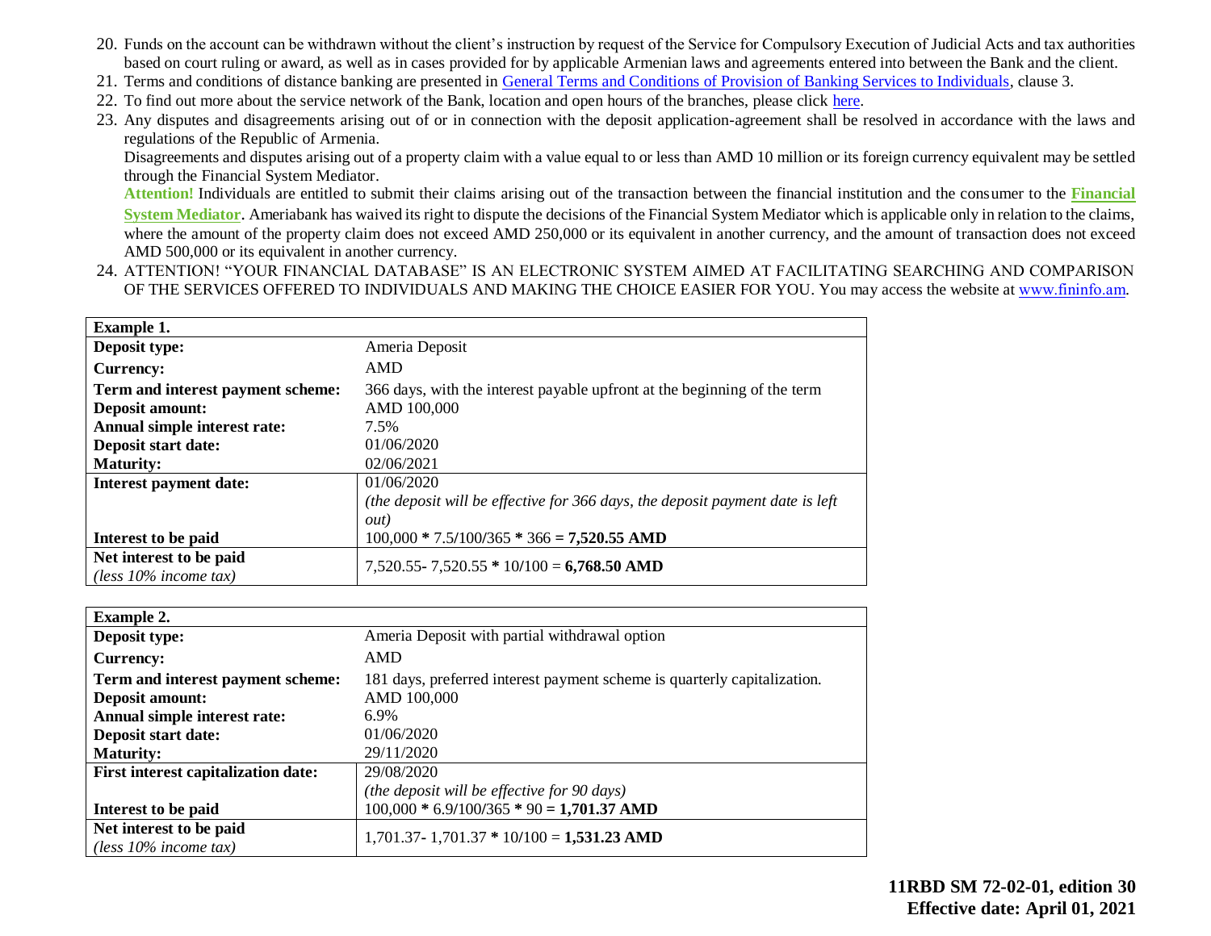20. Funds on the account can be withdrawn without the client's instruction by request of the Service for Compulsory Execution of Judicial Acts and tax authorities based on court ruling or award, as well as in cases provided for by applicable Armenian laws and agreements entered into between the Bank and the client.
21. Terms and conditions of distance banking are presented in General Terms and Conditions of Provision of Banking Services to Individuals, clause 3.
22. To find out more about the service network of the Bank, location and open hours of the branches, please click here.
23. Any disputes and disagreements arising out of or in connection with the deposit application-agreement shall be resolved in accordance with the laws and regulations of the Republic of Armenia.
    Disagreements and disputes arising out of a property claim with a value equal to or less than AMD 10 million or its foreign currency equivalent may be settled through the Financial System Mediator.
    **Attention!** Individuals are entitled to submit their claims arising out of the transaction between the financial institution and the consumer to the **Financial System Mediator**. Ameriabank has waived its right to dispute the decisions of the Financial System Mediator which is applicable only in relation to the claims, where the amount of the property claim does not exceed AMD 250,000 or its equivalent in another currency, and the amount of transaction does not exceed AMD 500,000 or its equivalent in another currency.
24. ATTENTION! "YOUR FINANCIAL DATABASE" IS AN ELECTRONIC SYSTEM AIMED AT FACILITATING SEARCHING AND COMPARISON OF THE SERVICES OFFERED TO INDIVIDUALS AND MAKING THE CHOICE EASIER FOR YOU. You may access the website at www.fininfo.am.

| **Example 1.** | |
|---|---|
| **Deposit type:** | Ameria Deposit |
| **Currency:** | AMD |
| **Term and interest payment scheme:** | 366 days, with the interest payable upfront at the beginning of the term |
| **Deposit amount:** | AMD 100,000 |
| **Annual simple interest rate:** | 7.5% |
| **Deposit start date:** | 01/06/2020 |
| **Maturity:** | 02/06/2021 |
| **Interest payment date:** | 01/06/2020 *(the deposit will be effective for 366 days, the deposit payment date is left out)* |
| **Interest to be paid** | 100,000 * 7.5/100/365 * 366 = **7,520.55 AMD** |
| **Net interest to be paid** *(less 10% income tax)* | 7,520.55- 7,520.55 * 10/100 = **6,768.50 AMD** |

| **Example 2.** | |
|---|---|
| **Deposit type:** | Ameria Deposit with partial withdrawal option |
| **Currency:** | AMD |
| **Term and interest payment scheme:** | 181 days, preferred interest payment scheme is quarterly capitalization. |
| **Deposit amount:** | AMD 100,000 |
| **Annual simple interest rate:** | 6.9% |
| **Deposit start date:** | 01/06/2020 |
| **Maturity:** | 29/11/2020 |
| **First interest capitalization date:** | 29/08/2020 *(the deposit will be effective for 90 days)* |
| **Interest to be paid** | 100,000 * 6.9/100/365 * 90 = **1,701.37 AMD** |
| **Net interest to be paid** *(less 10% income tax)* | 1,701.37- 1,701.37 * 10/100 = **1,531.23 AMD** |

**11RBD SM 72-02-01, edition 30**
**Effective date: April 01, 2021**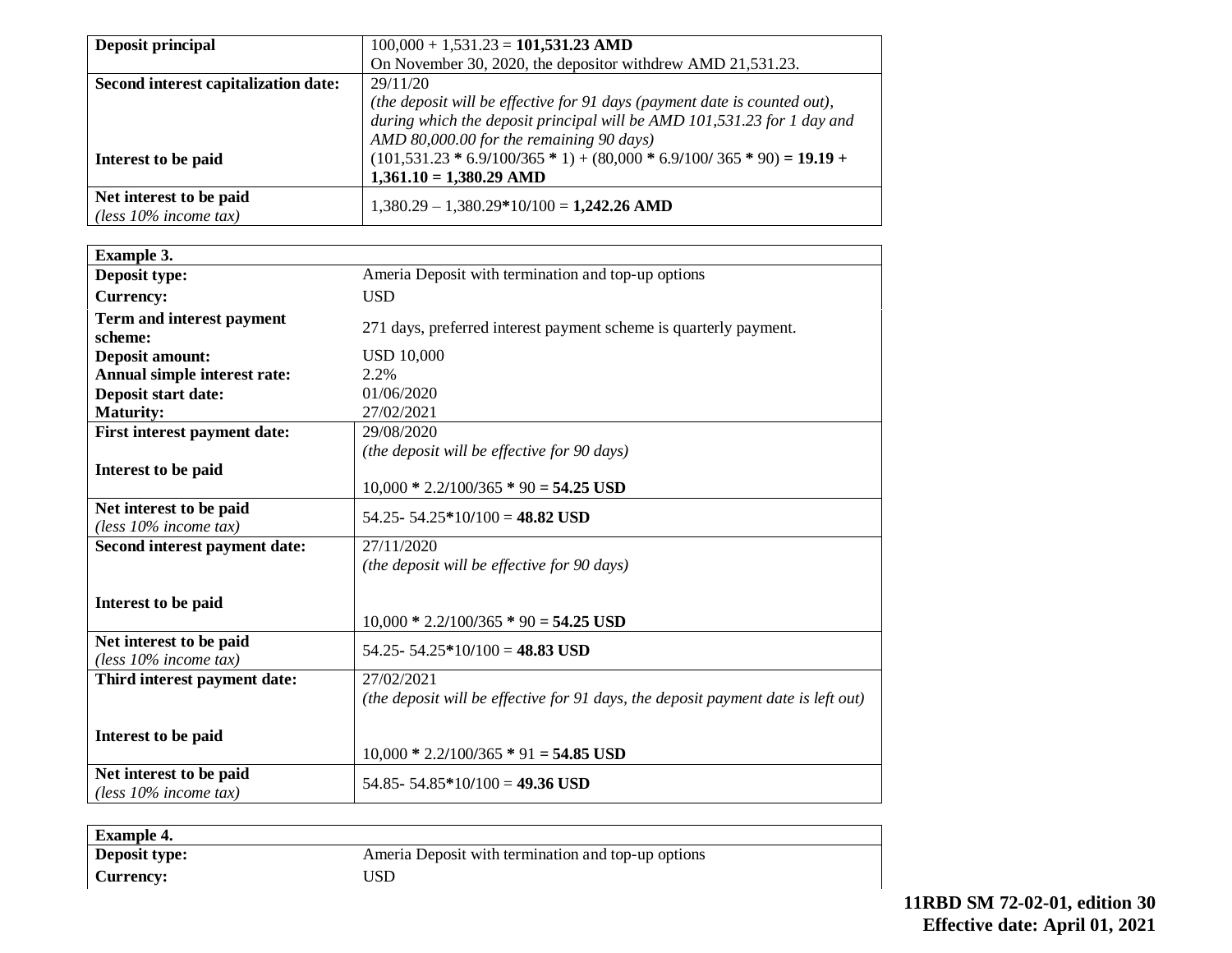| | |
|---|---|
| **Deposit principal** | 100,000 + 1,531.23 = **101,531.23 AMD**<br>On November 30, 2020, the depositor withdrew AMD 21,531.23. |
| **Second interest capitalization date:**<br><br><br><br>**Interest to be paid** | 29/11/20<br>*(the deposit will be effective for 91 days (payment date is counted out), during which the deposit principal will be AMD 101,531.23 for 1 day and AMD 80,000.00 for the remaining 90 days)*<br>(101,531.23 **\*** 6.9/100/365 **\*** 1) + (80,000 **\*** 6.9/100/ 365 **\*** 90) **= 19.19 + 1,361.10 = 1,380.29 AMD** |
| **Net interest to be paid**<br>*(less 10% income tax)* | 1,380.29 – 1,380.29**\***10/100 = **1,242.26 AMD** |

| **Example 3.** | |
|---|---|
| **Deposit type:** | Ameria Deposit with termination and top-up options |
| **Currency:** | USD |
| **Term and interest payment scheme:** | 271 days, preferred interest payment scheme is quarterly payment. |
| **Deposit amount:** | USD 10,000 |
| **Annual simple interest rate:** | 2.2% |
| **Deposit start date:** | 01/06/2020 |
| **Maturity:** | 27/02/2021 |
| **First interest payment date:**<br><br>**Interest to be paid** | 29/08/2020<br>*(the deposit will be effective for 90 days)*<br><br>10,000 **\*** 2.2/100/365 **\*** 90 **= 54.25 USD** |
| **Net interest to be paid**<br>*(less 10% income tax)* | 54.25- 54.25**\***10/100 = **48.82 USD** |
| **Second interest payment date:**<br><br>**Interest to be paid** | 27/11/2020<br>*(the deposit will be effective for 90 days)*<br><br>10,000 **\*** 2.2/100/365 **\*** 90 **= 54.25 USD** |
| **Net interest to be paid**<br>*(less 10% income tax)* | 54.25- 54.25**\***10/100 = **48.83 USD** |
| **Third interest payment date:**<br><br>**Interest to be paid** | 27/02/2021<br>*(the deposit will be effective for 91 days, the deposit payment date is left out)*<br><br>10,000 **\*** 2.2/100/365 **\*** 91 **= 54.85 USD** |
| **Net interest to be paid**<br>*(less 10% income tax)* | 54.85- 54.85**\***10/100 = **49.36 USD** |

| **Example 4.** | |
|---|---|
| **Deposit type:** | Ameria Deposit with termination and top-up options |
| **Currency:** | USD |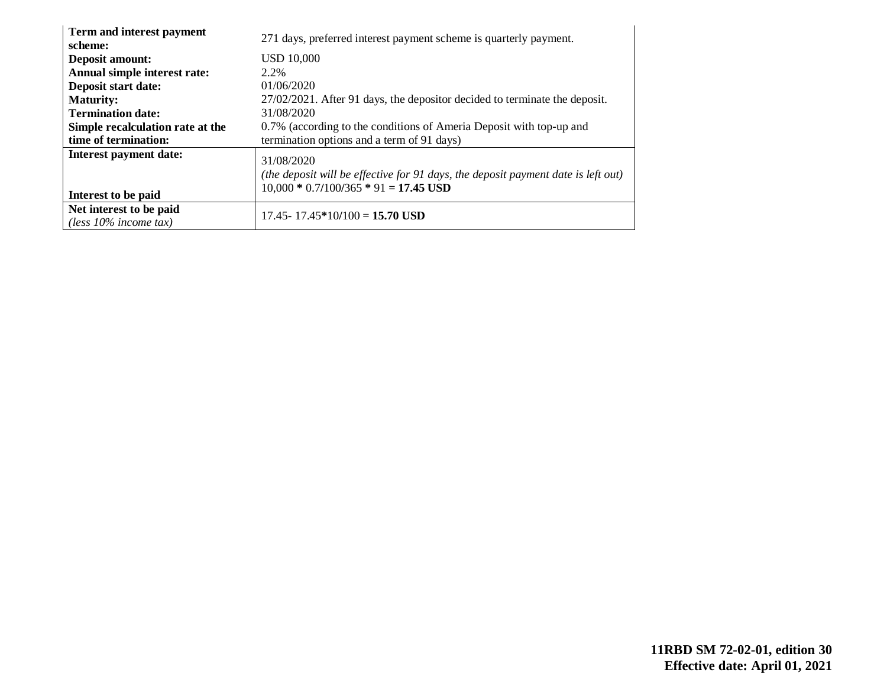| | |
|---|---|
| **Term and interest payment scheme:**<br>**Deposit amount:**<br>**Annual simple interest rate:**<br>**Deposit start date:**<br>**Maturity:**<br>**Termination date:**<br>**Simple recalculation rate at the time of termination:** | 271 days, preferred interest payment scheme is quarterly payment.<br>USD 10,000<br>2.2%<br>01/06/2020<br>27/02/2021. After 91 days, the depositor decided to terminate the deposit.<br>31/08/2020<br>0.7% (according to the conditions of Ameria Deposit with top-up and termination options and a term of 91 days) |
| **Interest payment date:**<br><br>**Interest to be paid** | 31/08/2020<br>*(the deposit will be effective for 91 days, the deposit payment date is left out)*<br>10,000 * 0.7/100/365 * 91 = **17.45 USD** |
| **Net interest to be paid**<br>*(less 10% income tax)* | 17.45- 17.45*10/100 = **15.70 USD** |

**11RBD SM 72-02-01, edition 30**
**Effective date: April 01, 2021**